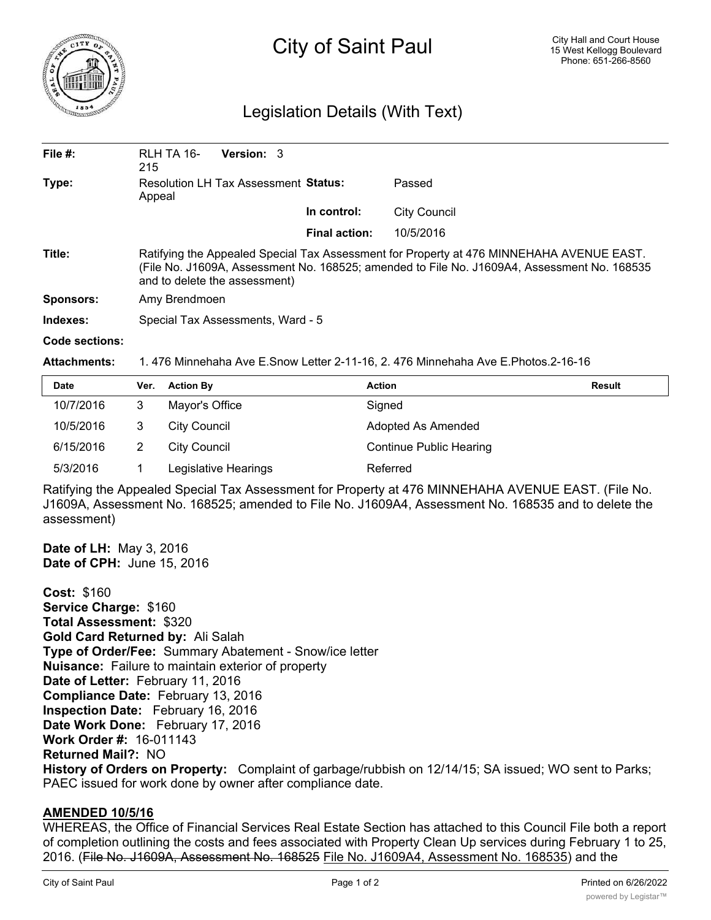# City of Saint Paul

City Hall and Court House
15 West Kellogg Boulevard
Phone: 651-266-8560

## Legislation Details (With Text)

**File #:** RLH TA 16-215 **Version:** 3

**Type:** Resolution LH Tax Assessment Appeal **Status:** Passed

**In control:** City Council

**Final action:** 10/5/2016

**Title:** Ratifying the Appealed Special Tax Assessment for Property at 476 MINNEHAHA AVENUE EAST. (File No. J1609A, Assessment No. 168525; amended to File No. J1609A4, Assessment No. 168535 and to delete the assessment)

**Sponsors:** Amy Brendmoen

**Indexes:** Special Tax Assessments, Ward - 5

**Code sections:**

**Attachments:** 1. 476 Minnehaha Ave E.Snow Letter 2-11-16, 2. 476 Minnehaha Ave E.Photos.2-16-16

| Date | Ver. | Action By | Action | Result |
|---|---|---|---|---|
| 10/7/2016 | 3 | Mayor's Office | Signed | |
| 10/5/2016 | 3 | City Council | Adopted As Amended | |
| 6/15/2016 | 2 | City Council | Continue Public Hearing | |
| 5/3/2016 | 1 | Legislative Hearings | Referred | |

Ratifying the Appealed Special Tax Assessment for Property at 476 MINNEHAHA AVENUE EAST. (File No. J1609A, Assessment No. 168525; amended to File No. J1609A4, Assessment No. 168535 and to delete the assessment)

**Date of LH:** May 3, 2016
**Date of CPH:** June 15, 2016

**Cost:** $160
**Service Charge:** $160
**Total Assessment:** $320
**Gold Card Returned by:** Ali Salah
**Type of Order/Fee:** Summary Abatement - Snow/ice letter
**Nuisance:** Failure to maintain exterior of property
**Date of Letter:** February 11, 2016
**Compliance Date:** February 13, 2016
**Inspection Date:** February 16, 2016
**Date Work Done:** February 17, 2016
**Work Order #:** 16-011143
**Returned Mail?:** NO
**History of Orders on Property:** Complaint of garbage/rubbish on 12/14/15; SA issued; WO sent to Parks; PAEC issued for work done by owner after compliance date.

**AMENDED 10/5/16**

WHEREAS, the Office of Financial Services Real Estate Section has attached to this Council File both a report of completion outlining the costs and fees associated with Property Clean Up services during February 1 to 25, 2016. (~~File No. J1609A, Assessment No. 168525~~ File No. J1609A4, Assessment No. 168535) and the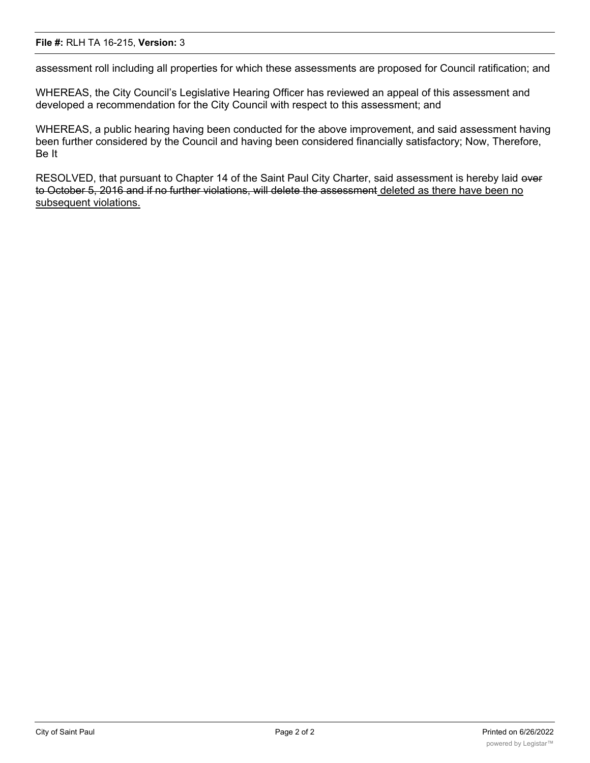assessment roll including all properties for which these assessments are proposed for Council ratification; and

WHEREAS, the City Council's Legislative Hearing Officer has reviewed an appeal of this assessment and developed a recommendation for the City Council with respect to this assessment; and

WHEREAS, a public hearing having been conducted for the above improvement, and said assessment having been further considered by the Council and having been considered financially satisfactory; Now, Therefore, Be It

RESOLVED, that pursuant to Chapter 14 of the Saint Paul City Charter, said assessment is hereby laid ~~over to October 5, 2016 and if no further violations, will delete the assessment~~ <u>deleted as there have been no subsequent violations.</u>